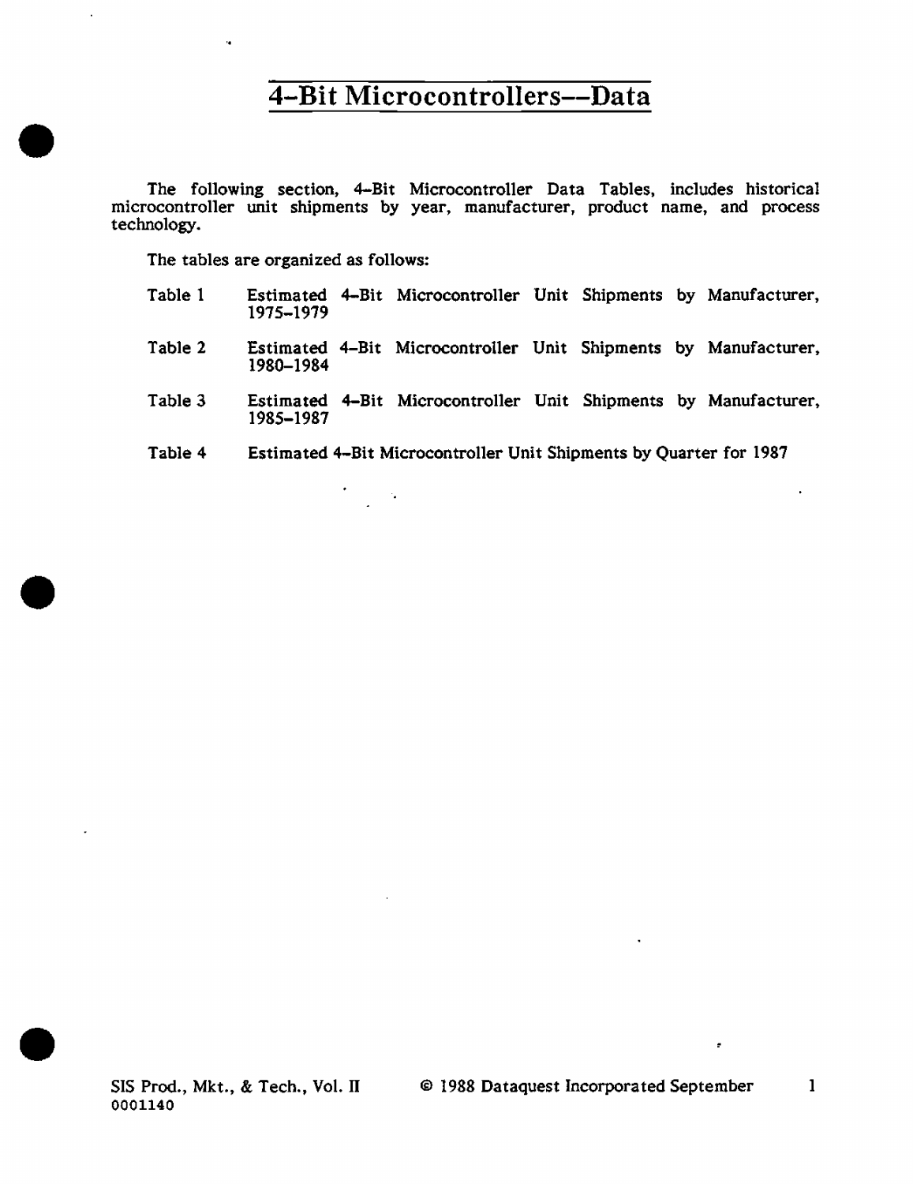# 4-Bit Microcontrollers--Data

The following section, 4-Bit Microcontroller Data Tables, includes historical microcontroller unit shipments by year, manufacturer, product name, and process technology.

The tables are organized as follows:

| | |
|---|---|
| Table 1 | Estimated 4-Bit Microcontroller Unit Shipments by Manufacturer, 1975-1979 |
| Table 2 | Estimated 4-Bit Microcontroller Unit Shipments by Manufacturer, 1980-1984 |
| Table 3 | Estimated 4-Bit Microcontroller Unit Shipments by Manufacturer, 1985-1987 |
| Table 4 | Estimated 4-Bit Microcontroller Unit Shipments by Quarter for 1987 |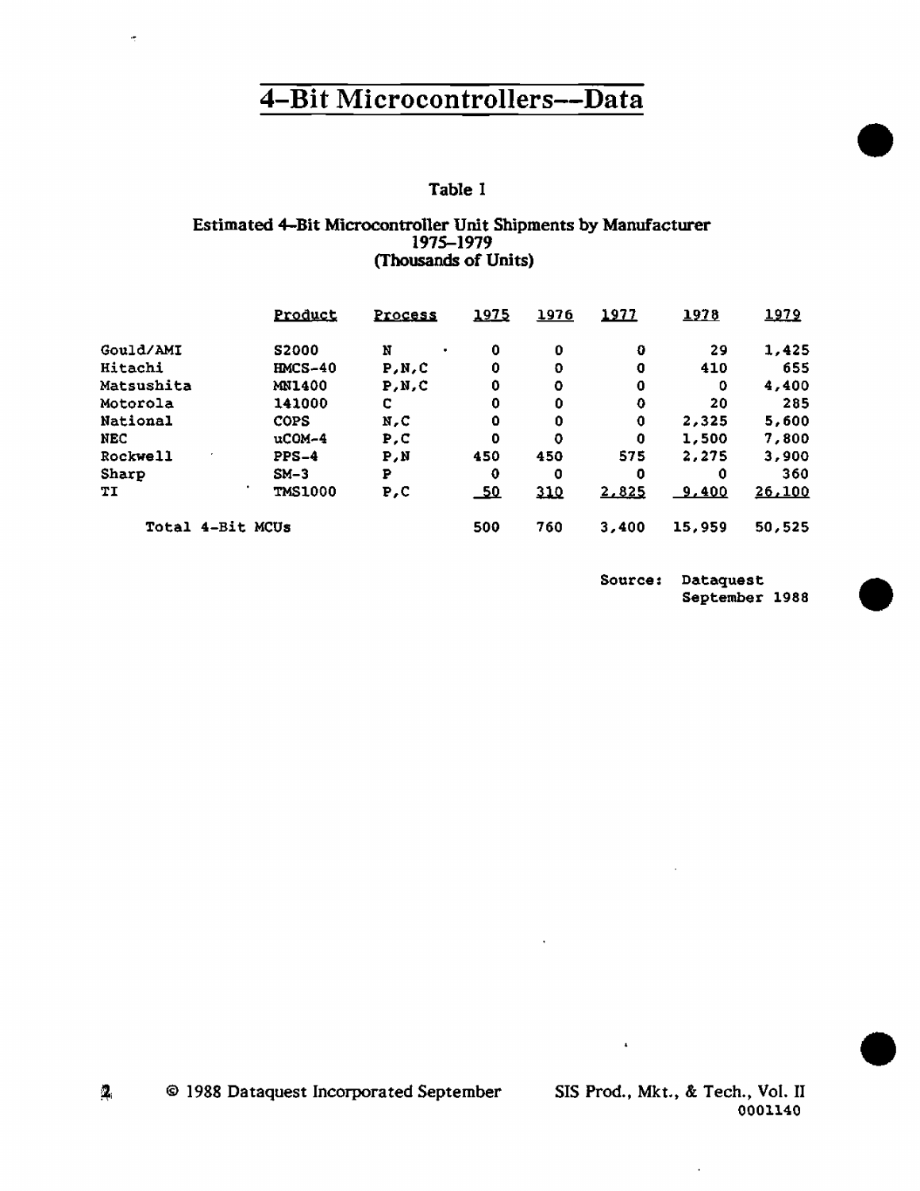# 4-Bit Microcontrollers--Data

Table 1

Estimated 4-Bit Microcontroller Unit Shipments by Manufacturer
1975–1979
(Thousands of Units)

| | Product | Process | 1975 | 1976 | 1977 | 1978 | 1979 |
|---|---|---|---|---|---|---|---|
| Gould/AMI | S2000 | N | 0 | 0 | 0 | 29 | 1,425 |
| Hitachi | HMCS-40 | P,N,C | 0 | 0 | 0 | 410 | 655 |
| Matsushita | MN1400 | P,N,C | 0 | 0 | 0 | 0 | 4,400 |
| Motorola | 141000 | C | 0 | 0 | 0 | 20 | 285 |
| National | COPS | N,C | 0 | 0 | 0 | 2,325 | 5,600 |
| NEC | uCOM-4 | P,C | 0 | 0 | 0 | 1,500 | 7,800 |
| Rockwell | PPS-4 | P,N | 450 | 450 | 575 | 2,275 | 3,900 |
| Sharp | SM-3 | P | 0 | 0 | 0 | 0 | 360 |
| TI | TMS1000 | P,C | 50 | 310 | 2,825 | 9,400 | 26,100 |
| Total 4-Bit MCUs | | | 500 | 760 | 3,400 | 15,959 | 50,525 |

Source: Dataquest
September 1988

© 1988 Dataquest Incorporated September

SIS Prod., Mkt., & Tech., Vol. II
0001140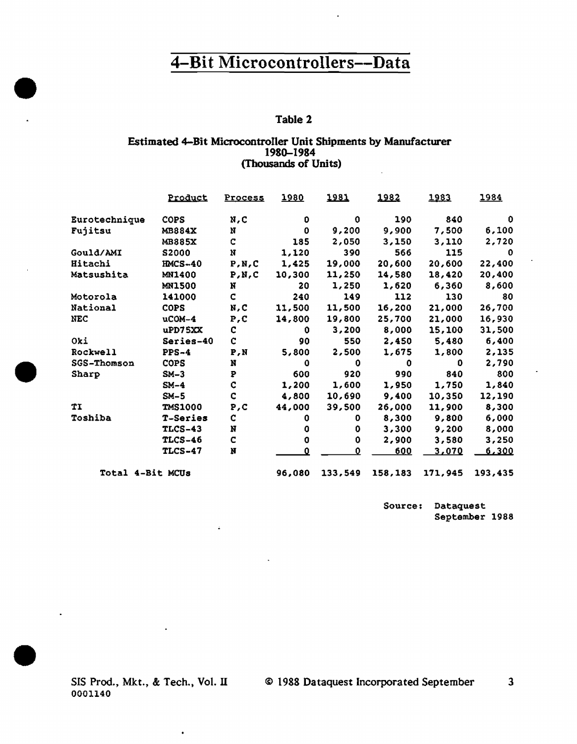# 4-Bit Microcontrollers--Data

**Table 2**

**Estimated 4-Bit Microcontroller Unit Shipments by Manufacturer**
**1980-1984**
**(Thousands of Units)**

| | Product | Process | 1980 | 1981 | 1982 | 1983 | 1984 |
|---|---|---|---|---|---|---|---|
| Eurotechnique | COPS | N,C | 0 | 0 | 190 | 840 | 0 |
| Fujitsu | MB884X | N | 0 | 9,200 | 9,900 | 7,500 | 6,100 |
| | MB885X | C | 185 | 2,050 | 3,150 | 3,110 | 2,720 |
| Gould/AMI | S2000 | N | 1,120 | 390 | 566 | 115 | 0 |
| Hitachi | HMCS-40 | P,N,C | 1,425 | 19,000 | 20,600 | 20,600 | 22,400 |
| Matsushita | MN1400 | P,N,C | 10,300 | 11,250 | 14,580 | 18,420 | 20,400 |
| | MN1500 | N | 20 | 1,250 | 1,620 | 6,360 | 8,600 |
| Motorola | 141000 | C | 240 | 149 | 112 | 130 | 80 |
| National | COPS | N,C | 11,500 | 11,500 | 16,200 | 21,000 | 26,700 |
| NEC | uCOM-4 | P,C | 14,800 | 19,800 | 25,700 | 21,000 | 16,930 |
| | uPD75XX | C | 0 | 3,200 | 8,000 | 15,100 | 31,500 |
| Oki | Series-40 | C | 90 | 550 | 2,450 | 5,480 | 6,400 |
| Rockwell | PPS-4 | P,N | 5,800 | 2,500 | 1,675 | 1,800 | 2,135 |
| SGS-Thomson | COPS | N | 0 | 0 | 0 | 0 | 2,790 |
| Sharp | SM-3 | P | 600 | 920 | 990 | 840 | 800 |
| | SM-4 | C | 1,200 | 1,600 | 1,950 | 1,750 | 1,840 |
| | SM-5 | C | 4,800 | 10,690 | 9,400 | 10,350 | 12,190 |
| TI | TMS1000 | P,C | 44,000 | 39,500 | 26,000 | 11,900 | 8,300 |
| Toshiba | T-Series | C | 0 | 0 | 8,300 | 9,800 | 6,000 |
| | TLCS-43 | N | 0 | 0 | 3,300 | 9,200 | 8,000 |
| | TLCS-46 | C | 0 | 0 | 2,900 | 3,580 | 3,250 |
| | TLCS-47 | N | 0 | 0 | 600 | 3,070 | 6,300 |
| Total 4-Bit MCUs | | | 96,080 | 133,549 | 158,183 | 171,945 | 193,435 |

Source: Dataquest
September 1988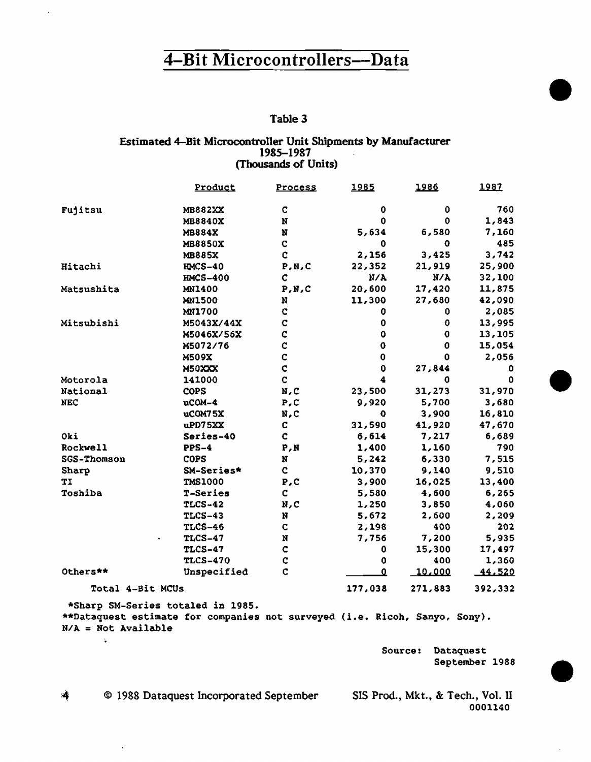# 4-Bit Microcontrollers—Data

### Table 3

**Estimated 4-Bit Microcontroller Unit Shipments by Manufacturer 1985-1987 (Thousands of Units)**

| | Product | Process | 1985 | 1986 | 1987 |
|---|---|---|---|---|---|
| Fujitsu | MB882XX | C | 0 | 0 | 760 |
| | MB8840X | N | 0 | 0 | 1,843 |
| | MB884X | N | 5,634 | 6,580 | 7,160 |
| | MB8850X | C | 0 | 0 | 485 |
| | MB885X | C | 2,156 | 3,425 | 3,742 |
| Hitachi | HMCS-40 | P,N,C | 22,352 | 21,919 | 25,900 |
| | HMCS-400 | C | N/A | N/A | 32,100 |
| Matsushita | MN1400 | P,N,C | 20,600 | 17,420 | 11,875 |
| | MN1500 | N | 11,300 | 27,680 | 42,090 |
| | MN1700 | C | 0 | 0 | 2,085 |
| Mitsubishi | M5043X/44X | C | 0 | 0 | 13,995 |
| | M5046X/56X | C | 0 | 0 | 13,105 |
| | M5072/76 | C | 0 | 0 | 15,054 |
| | M509X | C | 0 | 0 | 2,056 |
| | M50XXX | C | 0 | 27,844 | 0 |
| Motorola | 141000 | C | 4 | 0 | 0 |
| National | COPS | N,C | 23,500 | 31,273 | 31,970 |
| NEC | uCOM-4 | P,C | 9,920 | 5,700 | 3,680 |
| | uCOM75X | N,C | 0 | 3,900 | 16,810 |
| | uPD75XX | C | 31,590 | 41,920 | 47,670 |
| Oki | Series-40 | C | 6,614 | 7,217 | 6,689 |
| Rockwell | PPS-4 | P,N | 1,400 | 1,160 | 790 |
| SGS-Thomson | COPS | N | 5,242 | 6,330 | 7,515 |
| Sharp | SM-Series* | C | 10,370 | 9,140 | 9,510 |
| TI | TMS1000 | P,C | 3,900 | 16,025 | 13,400 |
| Toshiba | T-Series | C | 5,580 | 4,600 | 6,265 |
| | TLCS-42 | N,C | 1,250 | 3,850 | 4,060 |
| | TLCS-43 | N | 5,672 | 2,600 | 2,209 |
| | TLCS-46 | C | 2,198 | 400 | 202 |
| | TLCS-47 | N | 7,756 | 7,200 | 5,935 |
| | TLCS-47 | C | 0 | 15,300 | 17,497 |
| | TLCS-470 | C | 0 | 400 | 1,360 |
| Others** | Unspecified | C | 0 | 10,000 | 44,520 |
| Total 4-Bit MCUs | | | 177,038 | 271,883 | 392,332 |

*Sharp SM-Series totaled in 1985.
**Dataquest estimate for companies not surveyed (i.e. Ricoh, Sanyo, Sony).
N/A = Not Available

Source: Dataquest September 1988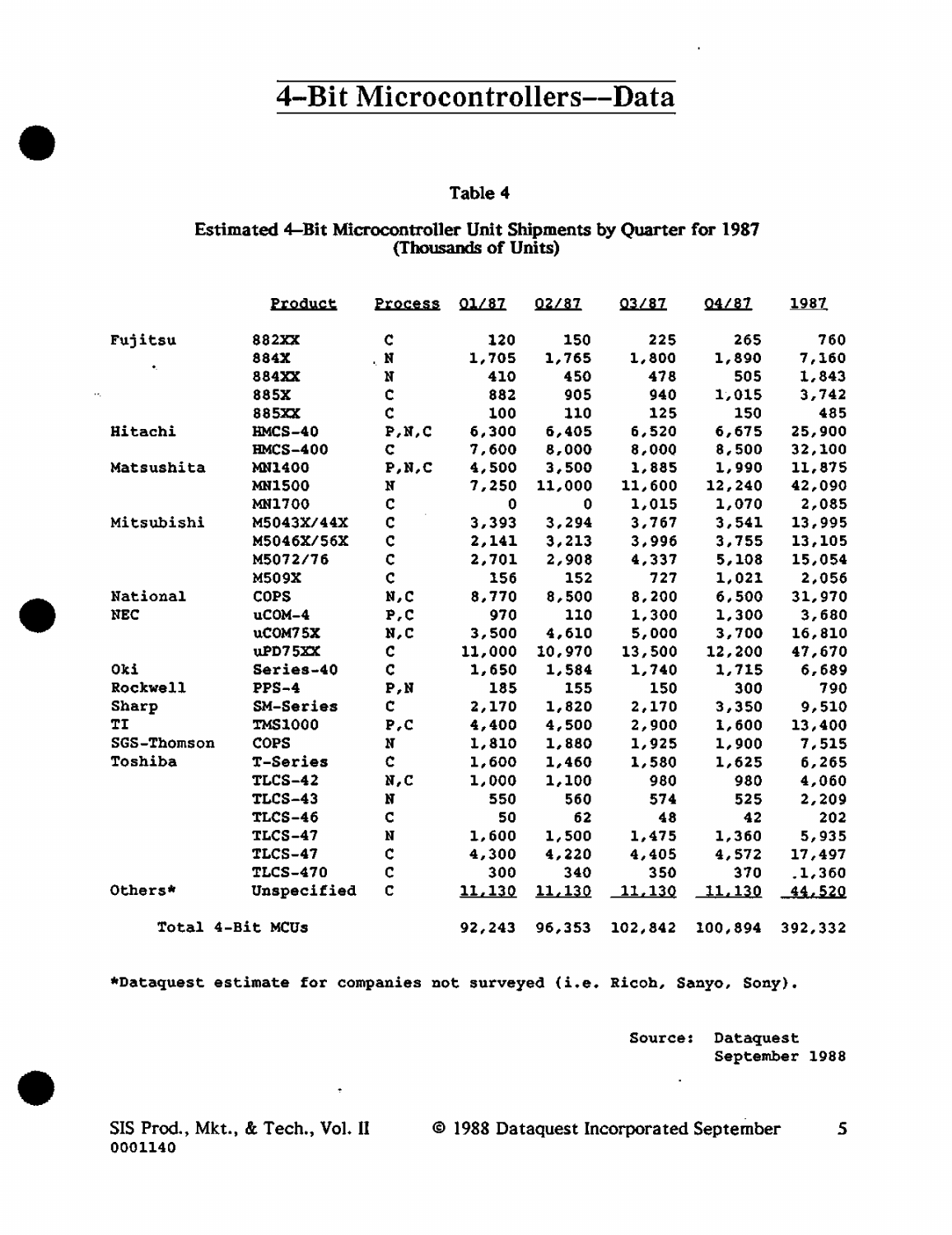# 4-Bit Microcontrollers--Data

### Table 4

### Estimated 4-Bit Microcontroller Unit Shipments by Quarter for 1987 (Thousands of Units)

| | Product | Process | Q1/87 | Q2/87 | Q3/87 | Q4/87 | 1987 |
|---|---|---|---|---|---|---|---|
| Fujitsu | 882XX | C | 120 | 150 | 225 | 265 | 760 |
| | 884X | N | 1,705 | 1,765 | 1,800 | 1,890 | 7,160 |
| | 884XX | N | 410 | 450 | 478 | 505 | 1,843 |
| | 885X | C | 882 | 905 | 940 | 1,015 | 3,742 |
| | 885XX | C | 100 | 110 | 125 | 150 | 485 |
| Hitachi | HMCS-40 | P,N,C | 6,300 | 6,405 | 6,520 | 6,675 | 25,900 |
| | HMCS-400 | C | 7,600 | 8,000 | 8,000 | 8,500 | 32,100 |
| Matsushita | MN1400 | P,N,C | 4,500 | 3,500 | 1,885 | 1,990 | 11,875 |
| | MN1500 | N | 7,250 | 11,000 | 11,600 | 12,240 | 42,090 |
| | MN1700 | C | 0 | 0 | 1,015 | 1,070 | 2,085 |
| Mitsubishi | M5043X/44X | C | 3,393 | 3,294 | 3,767 | 3,541 | 13,995 |
| | M5046X/56X | C | 2,141 | 3,213 | 3,996 | 3,755 | 13,105 |
| | M5072/76 | C | 2,701 | 2,908 | 4,337 | 5,108 | 15,054 |
| | M509X | C | 156 | 152 | 727 | 1,021 | 2,056 |
| National | COPS | N,C | 8,770 | 8,500 | 8,200 | 6,500 | 31,970 |
| NEC | uCOM-4 | P,C | 970 | 110 | 1,300 | 1,300 | 3,680 |
| | uCOM75X | N,C | 3,500 | 4,610 | 5,000 | 3,700 | 16,810 |
| | uPD75XX | C | 11,000 | 10,970 | 13,500 | 12,200 | 47,670 |
| Oki | Series-40 | C | 1,650 | 1,584 | 1,740 | 1,715 | 6,689 |
| Rockwell | PPS-4 | P,N | 185 | 155 | 150 | 300 | 790 |
| Sharp | SM-Series | C | 2,170 | 1,820 | 2,170 | 3,350 | 9,510 |
| TI | TMS1000 | P,C | 4,400 | 4,500 | 2,900 | 1,600 | 13,400 |
| SGS-Thomson | COPS | N | 1,810 | 1,880 | 1,925 | 1,900 | 7,515 |
| Toshiba | T-Series | C | 1,600 | 1,460 | 1,580 | 1,625 | 6,265 |
| | TLCS-42 | N,C | 1,000 | 1,100 | 980 | 980 | 4,060 |
| | TLCS-43 | N | 550 | 560 | 574 | 525 | 2,209 |
| | TLCS-46 | C | 50 | 62 | 48 | 42 | 202 |
| | TLCS-47 | N | 1,600 | 1,500 | 1,475 | 1,360 | 5,935 |
| | TLCS-47 | C | 4,300 | 4,220 | 4,405 | 4,572 | 17,497 |
| | TLCS-470 | C | 300 | 340 | 350 | 370 | 1,360 |
| Others* | Unspecified | C | 11,130 | 11,130 | 11,130 | 11,130 | 44,520 |
| Total 4-Bit MCUs | | | 92,243 | 96,353 | 102,842 | 100,894 | 392,332 |

*Dataquest estimate for companies not surveyed (i.e. Ricoh, Sanyo, Sony).

Source: Dataquest
September 1988

SIS Prod., Mkt., & Tech., Vol. II
0001140

© 1988 Dataquest Incorporated September